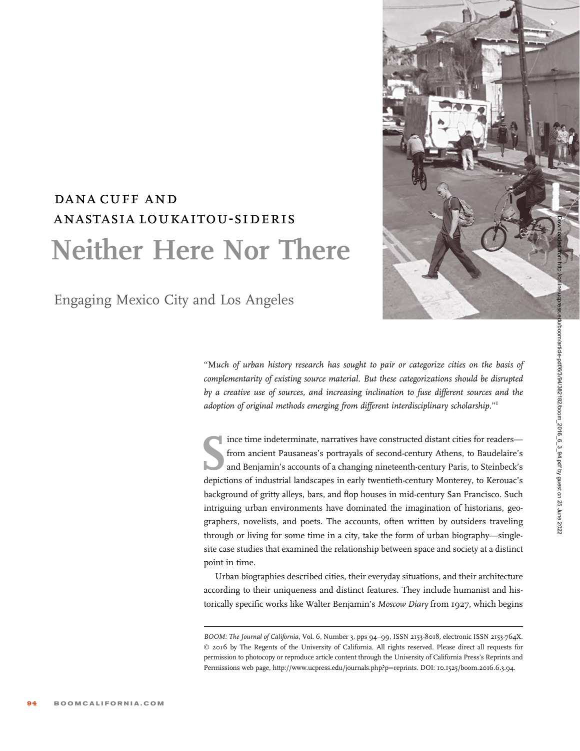DANA CUFF AND
ANASTASIA LOUKAITOU-SIDERIS

# Neither Here Nor There

## Engaging Mexico City and Los Angeles

*"Much of urban history research has sought to pair or categorize cities on the basis of complementarity of existing source material. But these categorizations should be disrupted by a creative use of sources, and increasing inclination to fuse different sources and the adoption of original methods emerging from different interdisciplinary scholarship."*[1]

Since time indeterminate, narratives have constructed distant cities for readers—from ancient Pausaneas's portrayals of second-century Athens, to Baudelaire's and Benjamin's accounts of a changing nineteenth-century Paris, to Steinbeck's depictions of industrial landscapes in early twentieth-century Monterey, to Kerouac's background of gritty alleys, bars, and flop houses in mid-century San Francisco. Such intriguing urban environments have dominated the imagination of historians, geographers, novelists, and poets. The accounts, often written by outsiders traveling through or living for some time in a city, take the form of urban biography—single-site case studies that examined the relationship between space and society at a distinct point in time.

Urban biographies described cities, their everyday situations, and their architecture according to their uniqueness and distinct features. They include humanist and historically specific works like Walter Benjamin's *Moscow Diary* from 1927, which begins

*BOOM: The Journal of California*, Vol. 6, Number 3, pps 94–99, ISSN 2153-8018, electronic ISSN 2153-764X. © 2016 by The Regents of the University of California. All rights reserved. Please direct all requests for permission to photocopy or reproduce article content through the University of California Press's Reprints and Permissions web page, http://www.ucpress.edu/journals.php?p=reprints. DOI: 10.1525/boom.2016.6.3.94.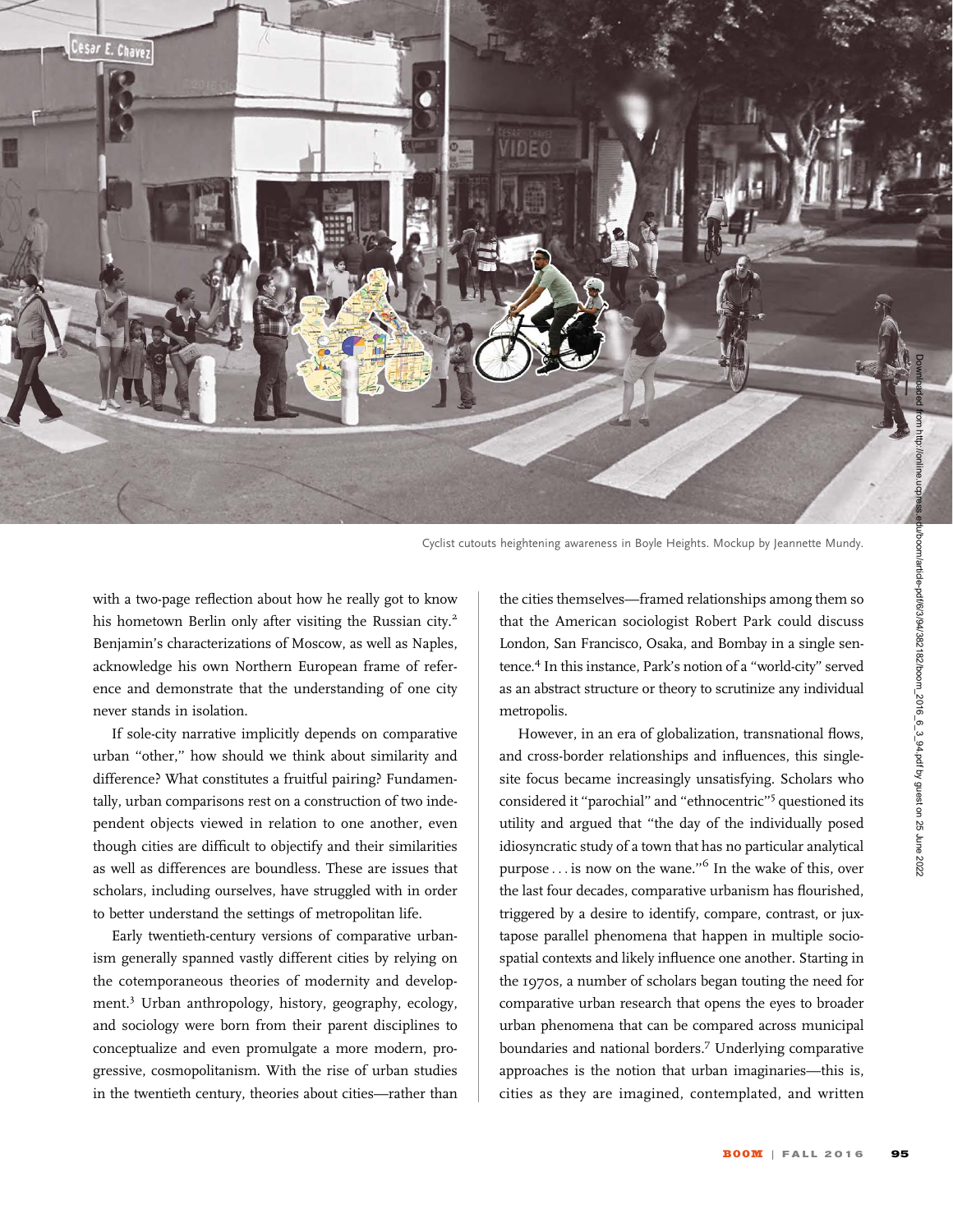Cyclist cutouts heightening awareness in Boyle Heights. Mockup by Jeannette Mundy.

with a two-page reflection about how he really got to know his hometown Berlin only after visiting the Russian city.[2] Benjamin's characterizations of Moscow, as well as Naples, acknowledge his own Northern European frame of reference and demonstrate that the understanding of one city never stands in isolation.

If sole-city narrative implicitly depends on comparative urban "other," how should we think about similarity and difference? What constitutes a fruitful pairing? Fundamentally, urban comparisons rest on a construction of two independent objects viewed in relation to one another, even though cities are difficult to objectify and their similarities as well as differences are boundless. These are issues that scholars, including ourselves, have struggled with in order to better understand the settings of metropolitan life.

Early twentieth-century versions of comparative urbanism generally spanned vastly different cities by relying on the cotemporaneous theories of modernity and development.[3] Urban anthropology, history, geography, ecology, and sociology were born from their parent disciplines to conceptualize and even promulgate a more modern, progressive, cosmopolitanism. With the rise of urban studies in the twentieth century, theories about cities—rather than the cities themselves—framed relationships among them so that the American sociologist Robert Park could discuss London, San Francisco, Osaka, and Bombay in a single sentence.[4] In this instance, Park's notion of a "world-city" served as an abstract structure or theory to scrutinize any individual metropolis.

However, in an era of globalization, transnational flows, and cross-border relationships and influences, this single-site focus became increasingly unsatisfying. Scholars who considered it "parochial" and "ethnocentric"[5] questioned its utility and argued that "the day of the individually posed idiosyncratic study of a town that has no particular analytical purpose . . . is now on the wane."[6] In the wake of this, over the last four decades, comparative urbanism has flourished, triggered by a desire to identify, compare, contrast, or juxtapose parallel phenomena that happen in multiple socio-spatial contexts and likely influence one another. Starting in the 1970s, a number of scholars began touting the need for comparative urban research that opens the eyes to broader urban phenomena that can be compared across municipal boundaries and national borders.[7] Underlying comparative approaches is the notion that urban imaginaries—this is, cities as they are imagined, contemplated, and written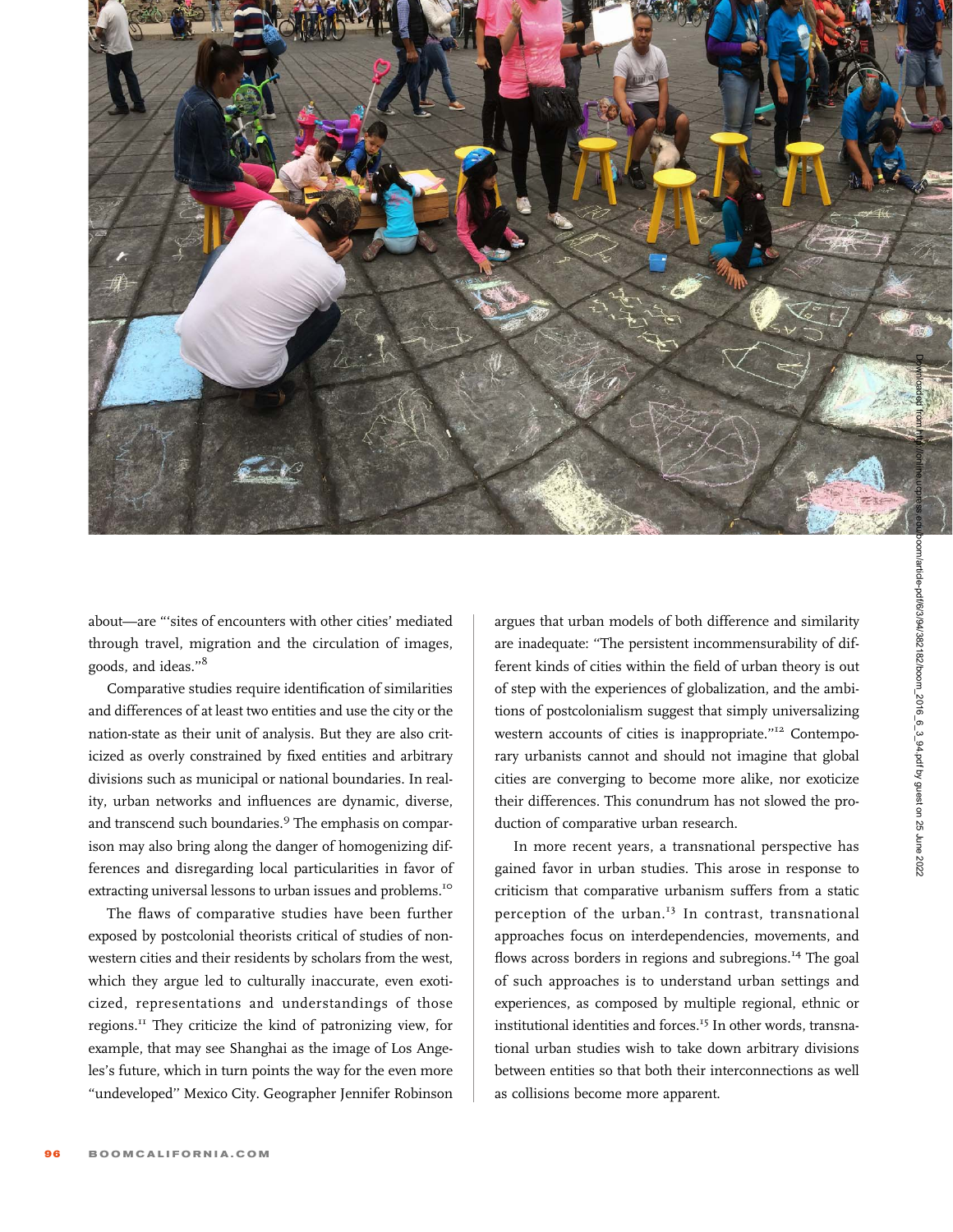about—are "'sites of encounters with other cities' mediated through travel, migration and the circulation of images, goods, and ideas."[8]

Comparative studies require identification of similarities and differences of at least two entities and use the city or the nation-state as their unit of analysis. But they are also criticized as overly constrained by fixed entities and arbitrary divisions such as municipal or national boundaries. In reality, urban networks and influences are dynamic, diverse, and transcend such boundaries.[9] The emphasis on comparison may also bring along the danger of homogenizing differences and disregarding local particularities in favor of extracting universal lessons to urban issues and problems.[10]

The flaws of comparative studies have been further exposed by postcolonial theorists critical of studies of non-western cities and their residents by scholars from the west, which they argue led to culturally inaccurate, even exoticized, representations and understandings of those regions.[11] They criticize the kind of patronizing view, for example, that may see Shanghai as the image of Los Angeles's future, which in turn points the way for the even more "undeveloped" Mexico City. Geographer Jennifer Robinson argues that urban models of both difference and similarity are inadequate: "The persistent incommensurability of different kinds of cities within the field of urban theory is out of step with the experiences of globalization, and the ambitions of postcolonialism suggest that simply universalizing western accounts of cities is inappropriate."[12] Contemporary urbanists cannot and should not imagine that global cities are converging to become more alike, nor exoticize their differences. This conundrum has not slowed the production of comparative urban research.

In more recent years, a transnational perspective has gained favor in urban studies. This arose in response to criticism that comparative urbanism suffers from a static perception of the urban.[13] In contrast, transnational approaches focus on interdependencies, movements, and flows across borders in regions and subregions.[14] The goal of such approaches is to understand urban settings and experiences, as composed by multiple regional, ethnic or institutional identities and forces.[15] In other words, transnational urban studies wish to take down arbitrary divisions between entities so that both their interconnections as well as collisions become more apparent.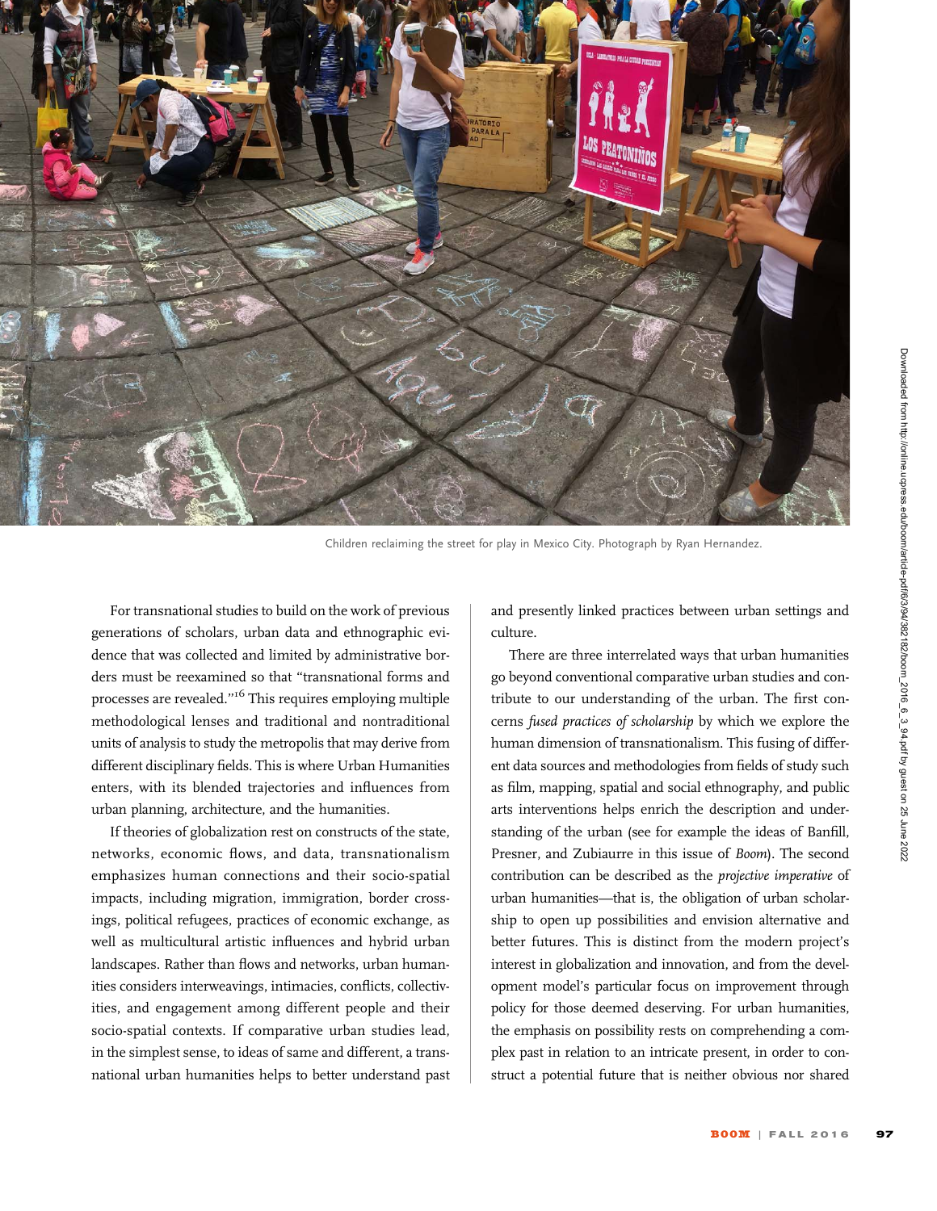Children reclaiming the street for play in Mexico City. Photograph by Ryan Hernandez.

For transnational studies to build on the work of previous generations of scholars, urban data and ethnographic evidence that was collected and limited by administrative borders must be reexamined so that "transnational forms and processes are revealed."[16] This requires employing multiple methodological lenses and traditional and nontraditional units of analysis to study the metropolis that may derive from different disciplinary fields. This is where Urban Humanities enters, with its blended trajectories and influences from urban planning, architecture, and the humanities.

If theories of globalization rest on constructs of the state, networks, economic flows, and data, transnationalism emphasizes human connections and their socio-spatial impacts, including migration, immigration, border crossings, political refugees, practices of economic exchange, as well as multicultural artistic influences and hybrid urban landscapes. Rather than flows and networks, urban humanities considers interweavings, intimacies, conflicts, collectivities, and engagement among different people and their socio-spatial contexts. If comparative urban studies lead, in the simplest sense, to ideas of same and different, a transnational urban humanities helps to better understand past and presently linked practices between urban settings and culture.

There are three interrelated ways that urban humanities go beyond conventional comparative urban studies and contribute to our understanding of the urban. The first concerns *fused practices of scholarship* by which we explore the human dimension of transnationalism. This fusing of different data sources and methodologies from fields of study such as film, mapping, spatial and social ethnography, and public arts interventions helps enrich the description and understanding of the urban (see for example the ideas of Banfill, Presner, and Zubiaurre in this issue of *Boom*). The second contribution can be described as the *projective imperative* of urban humanities—that is, the obligation of urban scholarship to open up possibilities and envision alternative and better futures. This is distinct from the modern project's interest in globalization and innovation, and from the development model's particular focus on improvement through policy for those deemed deserving. For urban humanities, the emphasis on possibility rests on comprehending a complex past in relation to an intricate present, in order to construct a potential future that is neither obvious nor shared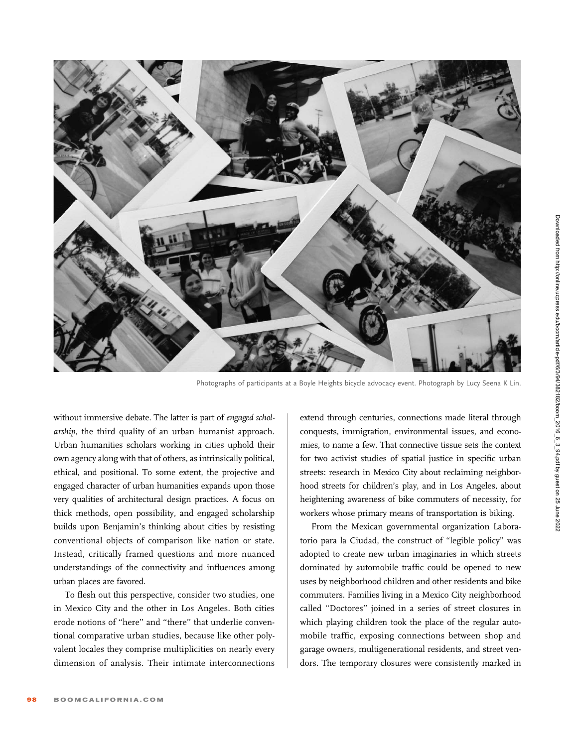Photographs of participants at a Boyle Heights bicycle advocacy event. Photograph by Lucy Seena K Lin.

without immersive debate. The latter is part of *engaged scholarship*, the third quality of an urban humanist approach. Urban humanities scholars working in cities uphold their own agency along with that of others, as intrinsically political, ethical, and positional. To some extent, the projective and engaged character of urban humanities expands upon those very qualities of architectural design practices. A focus on thick methods, open possibility, and engaged scholarship builds upon Benjamin's thinking about cities by resisting conventional objects of comparison like nation or state. Instead, critically framed questions and more nuanced understandings of the connectivity and influences among urban places are favored.

To flesh out this perspective, consider two studies, one in Mexico City and the other in Los Angeles. Both cities erode notions of "here" and "there" that underlie conventional comparative urban studies, because like other polyvalent locales they comprise multiplicities on nearly every dimension of analysis. Their intimate interconnections extend through centuries, connections made literal through conquests, immigration, environmental issues, and economies, to name a few. That connective tissue sets the context for two activist studies of spatial justice in specific urban streets: research in Mexico City about reclaiming neighborhood streets for children's play, and in Los Angeles, about heightening awareness of bike commuters of necessity, for workers whose primary means of transportation is biking.

From the Mexican governmental organization Laboratorio para la Ciudad, the construct of "legible policy" was adopted to create new urban imaginaries in which streets dominated by automobile traffic could be opened to new uses by neighborhood children and other residents and bike commuters. Families living in a Mexico City neighborhood called "Doctores" joined in a series of street closures in which playing children took the place of the regular automobile traffic, exposing connections between shop and garage owners, multigenerational residents, and street vendors. The temporary closures were consistently marked in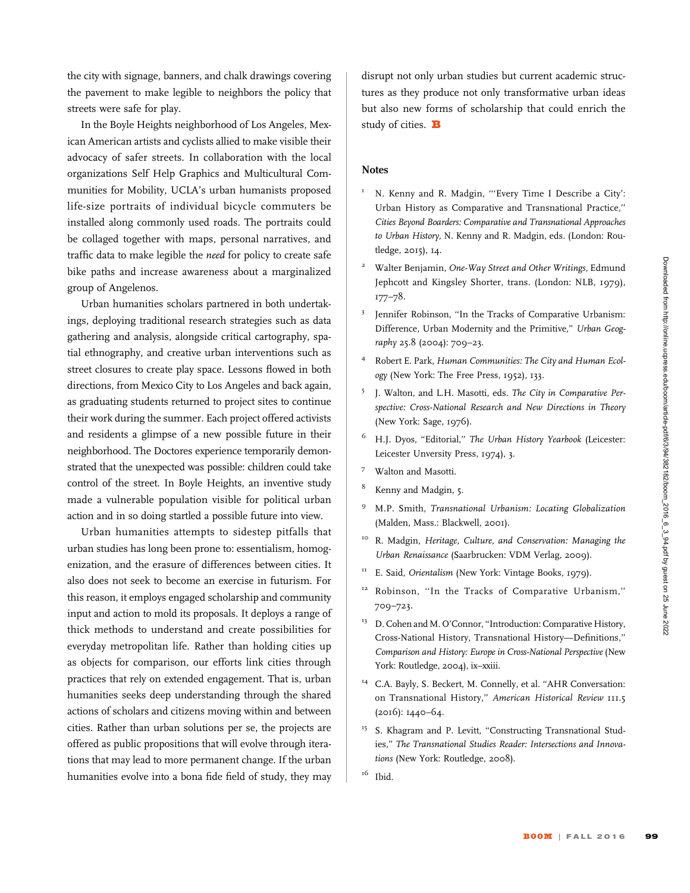the city with signage, banners, and chalk drawings covering the pavement to make legible to neighbors the policy that streets were safe for play.

In the Boyle Heights neighborhood of Los Angeles, Mexican American artists and cyclists allied to make visible their advocacy of safer streets. In collaboration with the local organizations Self Help Graphics and Multicultural Communities for Mobility, UCLA's urban humanists proposed life-size portraits of individual bicycle commuters be installed along commonly used roads. The portraits could be collaged together with maps, personal narratives, and traffic data to make legible the *need* for policy to create safe bike paths and increase awareness about a marginalized group of Angelenos.

Urban humanities scholars partnered in both undertakings, deploying traditional research strategies such as data gathering and analysis, alongside critical cartography, spatial ethnography, and creative urban interventions such as street closures to create play space. Lessons flowed in both directions, from Mexico City to Los Angeles and back again, as graduating students returned to project sites to continue their work during the summer. Each project offered activists and residents a glimpse of a new possible future in their neighborhood. The Doctores experience temporarily demonstrated that the unexpected was possible: children could take control of the street. In Boyle Heights, an inventive study made a vulnerable population visible for political urban action and in so doing startled a possible future into view.

Urban humanities attempts to sidestep pitfalls that urban studies has long been prone to: essentialism, homogenization, and the erasure of differences between cities. It also does not seek to become an exercise in futurism. For this reason, it employs engaged scholarship and community input and action to mold its proposals. It deploys a range of thick methods to understand and create possibilities for everyday metropolitan life. Rather than holding cities up as objects for comparison, our efforts link cities through practices that rely on extended engagement. That is, urban humanities seeks deep understanding through the shared actions of scholars and citizens moving within and between cities. Rather than urban solutions per se, the projects are offered as public propositions that will evolve through iterations that may lead to more permanent change. If the urban humanities evolve into a bona fide field of study, they may disrupt not only urban studies but current academic structures as they produce not only transformative urban ideas but also new forms of scholarship that could enrich the study of cities. **B**

## Notes

1. N. Kenny and R. Madgin, "'Every Time I Describe a City': Urban History as Comparative and Transnational Practice," *Cities Beyond Boarders: Comparative and Transnational Approaches to Urban History*, N. Kenny and R. Madgin, eds. (London: Routledge, 2015), 14.
2. Walter Benjamin, *One-Way Street and Other Writings*, Edmund Jephcott and Kingsley Shorter, trans. (London: NLB, 1979), 177–78.
3. Jennifer Robinson, "In the Tracks of Comparative Urbanism: Difference, Urban Modernity and the Primitive," *Urban Geography* 25.8 (2004): 709–23.
4. Robert E. Park, *Human Communities: The City and Human Ecology* (New York: The Free Press, 1952), 133.
5. J. Walton, and L.H. Masotti, eds. *The City in Comparative Perspective: Cross-National Research and New Directions in Theory* (New York: Sage, 1976).
6. H.J. Dyos, "Editorial," *The Urban History Yearbook* (Leicester: Leicester Unversity Press, 1974), 3.
7. Walton and Masotti.
8. Kenny and Madgin, 5.
9. M.P. Smith, *Transnational Urbanism: Locating Globalization* (Malden, Mass.: Blackwell, 2001).
10. R. Madgin, *Heritage, Culture, and Conservation: Managing the Urban Renaissance* (Saarbrucken: VDM Verlag, 2009).
11. E. Said, *Orientalism* (New York: Vintage Books, 1979).
12. Robinson, "In the Tracks of Comparative Urbanism," 709–723.
13. D. Cohen and M. O'Connor, "Introduction: Comparative History, Cross-National History, Transnational History—Definitions," *Comparison and History: Europe in Cross-National Perspective* (New York: Routledge, 2004), ix–xxiii.
14. C.A. Bayly, S. Beckert, M. Connelly, et al. "AHR Conversation: on Transnational History," *American Historical Review* 111.5 (2016): 1440–64.
15. S. Khagram and P. Levitt, "Constructing Transnational Studies," *The Transnational Studies Reader: Intersections and Innovations* (New York: Routledge, 2008).
16. Ibid.